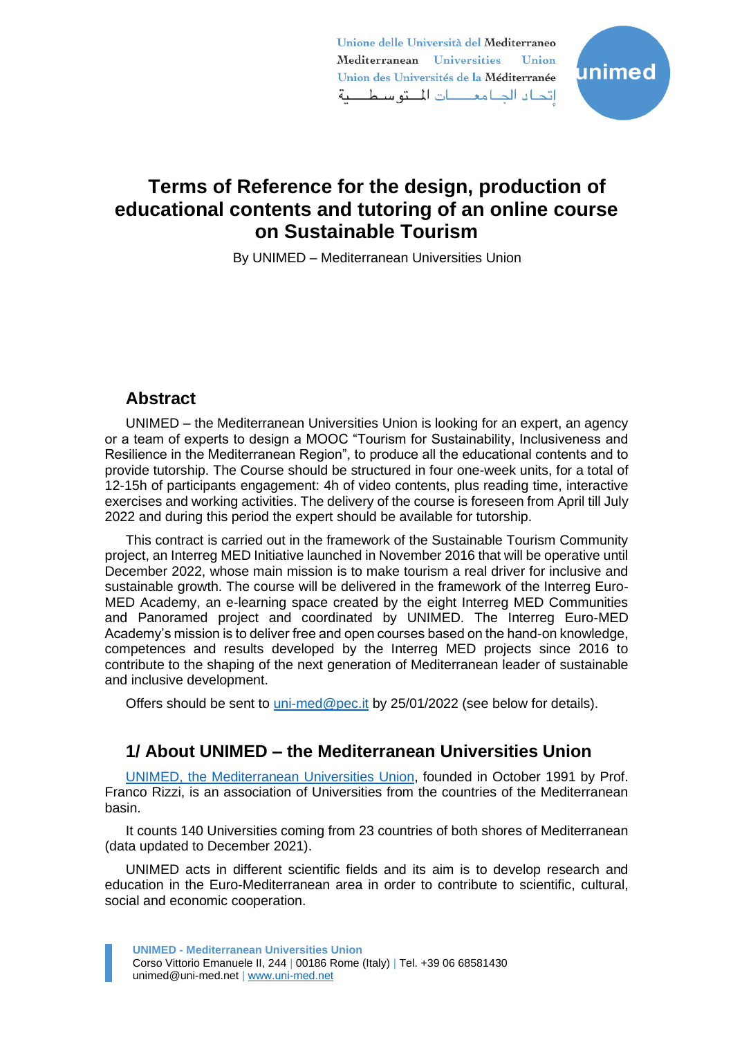Unione delle Università del Mediterraneo
Mediterranean Universities Union
Union des Universités de la Méditerranée
إتحاد الجامعات المتوسطية

unimed

# Terms of Reference for the design, production of educational contents and tutoring of an online course on Sustainable Tourism

By UNIMED – Mediterranean Universities Union

## Abstract

UNIMED – the Mediterranean Universities Union is looking for an expert, an agency or a team of experts to design a MOOC "Tourism for Sustainability, Inclusiveness and Resilience in the Mediterranean Region", to produce all the educational contents and to provide tutorship. The Course should be structured in four one-week units, for a total of 12-15h of participants engagement: 4h of video contents, plus reading time, interactive exercises and working activities. The delivery of the course is foreseen from April till July 2022 and during this period the expert should be available for tutorship.

This contract is carried out in the framework of the Sustainable Tourism Community project, an Interreg MED Initiative launched in November 2016 that will be operative until December 2022, whose main mission is to make tourism a real driver for inclusive and sustainable growth. The course will be delivered in the framework of the Interreg Euro-MED Academy, an e-learning space created by the eight Interreg MED Communities and Panoramed project and coordinated by UNIMED. The Interreg Euro-MED Academy's mission is to deliver free and open courses based on the hand-on knowledge, competences and results developed by the Interreg MED projects since 2016 to contribute to the shaping of the next generation of Mediterranean leader of sustainable and inclusive development.

Offers should be sent to [uni-med@pec.it](mailto:uni-med@pec.it) by 25/01/2022 (see below for details).

## 1/ About UNIMED – the Mediterranean Universities Union

[UNIMED, the Mediterranean Universities Union](http://www.uni-med.net), founded in October 1991 by Prof. Franco Rizzi, is an association of Universities from the countries of the Mediterranean basin.

It counts 140 Universities coming from 23 countries of both shores of Mediterranean (data updated to December 2021).

UNIMED acts in different scientific fields and its aim is to develop research and education in the Euro-Mediterranean area in order to contribute to scientific, cultural, social and economic cooperation.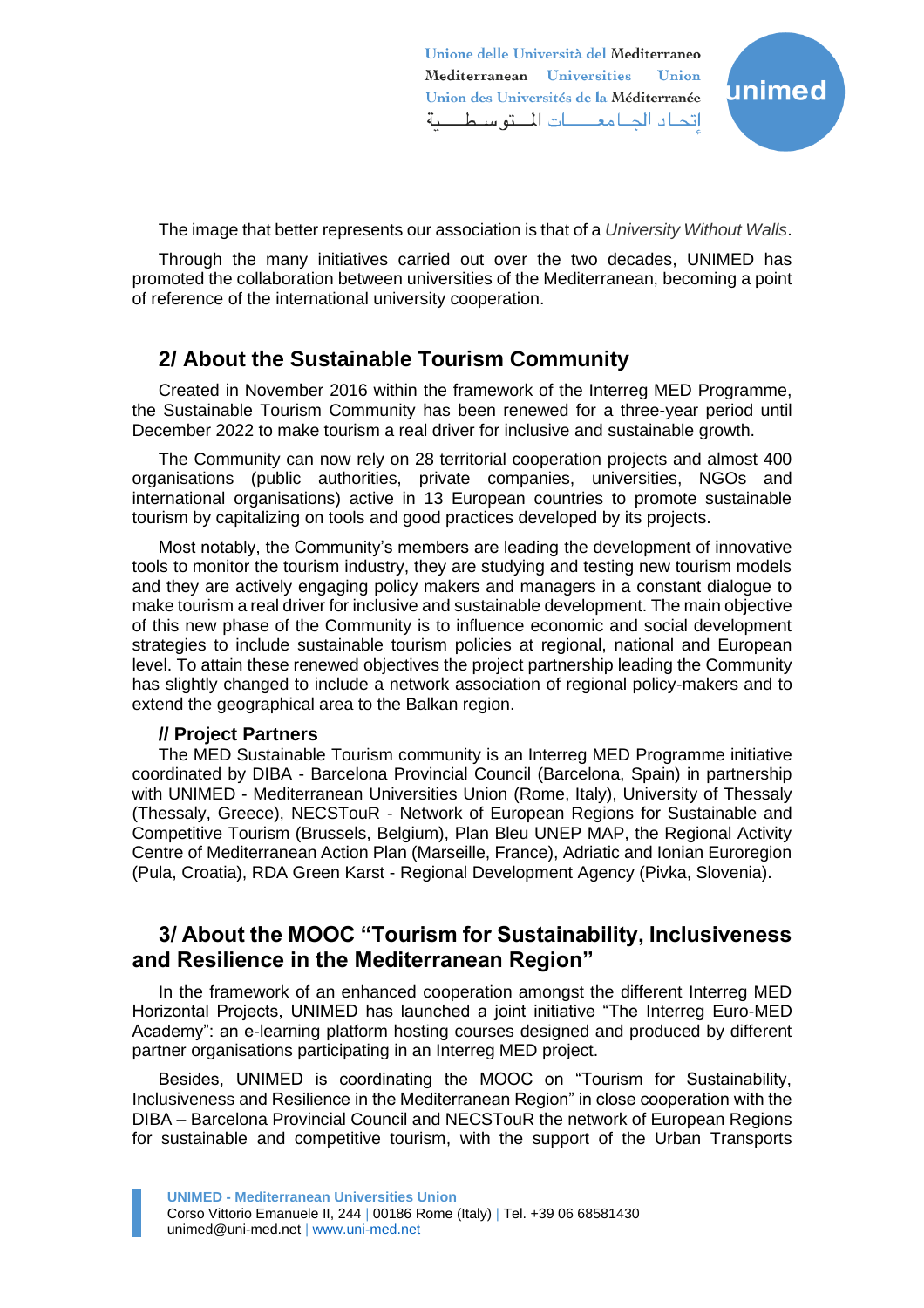The image that better represents our association is that of a *University Without Walls*.

Through the many initiatives carried out over the two decades, UNIMED has promoted the collaboration between universities of the Mediterranean, becoming a point of reference of the international university cooperation.

## 2/ About the Sustainable Tourism Community

Created in November 2016 within the framework of the Interreg MED Programme, the Sustainable Tourism Community has been renewed for a three-year period until December 2022 to make tourism a real driver for inclusive and sustainable growth.

The Community can now rely on 28 territorial cooperation projects and almost 400 organisations (public authorities, private companies, universities, NGOs and international organisations) active in 13 European countries to promote sustainable tourism by capitalizing on tools and good practices developed by its projects.

Most notably, the Community's members are leading the development of innovative tools to monitor the tourism industry, they are studying and testing new tourism models and they are actively engaging policy makers and managers in a constant dialogue to make tourism a real driver for inclusive and sustainable development. The main objective of this new phase of the Community is to influence economic and social development strategies to include sustainable tourism policies at regional, national and European level. To attain these renewed objectives the project partnership leading the Community has slightly changed to include a network association of regional policy-makers and to extend the geographical area to the Balkan region.

### // Project Partners

The MED Sustainable Tourism community is an Interreg MED Programme initiative coordinated by DIBA - Barcelona Provincial Council (Barcelona, Spain) in partnership with UNIMED - Mediterranean Universities Union (Rome, Italy), University of Thessaly (Thessaly, Greece), NECSTouR - Network of European Regions for Sustainable and Competitive Tourism (Brussels, Belgium), Plan Bleu UNEP MAP, the Regional Activity Centre of Mediterranean Action Plan (Marseille, France), Adriatic and Ionian Euroregion (Pula, Croatia), RDA Green Karst - Regional Development Agency (Pivka, Slovenia).

## 3/ About the MOOC "Tourism for Sustainability, Inclusiveness and Resilience in the Mediterranean Region"

In the framework of an enhanced cooperation amongst the different Interreg MED Horizontal Projects, UNIMED has launched a joint initiative "The Interreg Euro-MED Academy": an e-learning platform hosting courses designed and produced by different partner organisations participating in an Interreg MED project.

Besides, UNIMED is coordinating the MOOC on "Tourism for Sustainability, Inclusiveness and Resilience in the Mediterranean Region" in close cooperation with the DIBA – Barcelona Provincial Council and NECSTouR the network of European Regions for sustainable and competitive tourism, with the support of the Urban Transports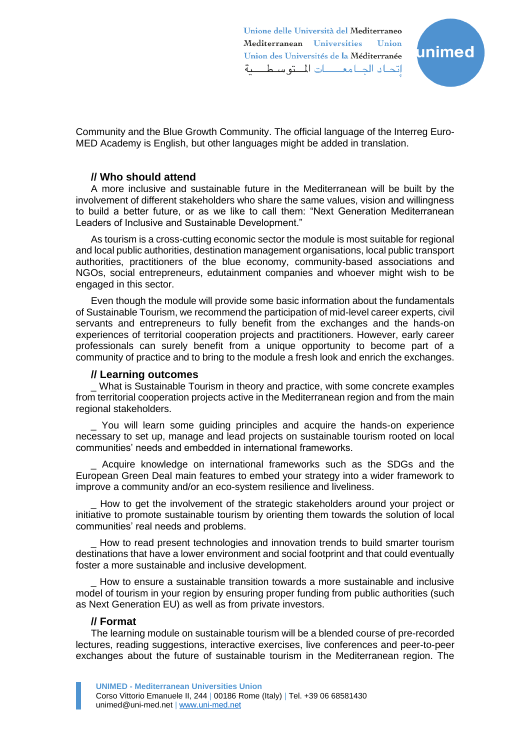Community and the Blue Growth Community. The official language of the Interreg Euro-MED Academy is English, but other languages might be added in translation.

## // Who should attend

A more inclusive and sustainable future in the Mediterranean will be built by the involvement of different stakeholders who share the same values, vision and willingness to build a better future, or as we like to call them: "Next Generation Mediterranean Leaders of Inclusive and Sustainable Development."

As tourism is a cross-cutting economic sector the module is most suitable for regional and local public authorities, destination management organisations, local public transport authorities, practitioners of the blue economy, community-based associations and NGOs, social entrepreneurs, edutainment companies and whoever might wish to be engaged in this sector.

Even though the module will provide some basic information about the fundamentals of Sustainable Tourism, we recommend the participation of mid-level career experts, civil servants and entrepreneurs to fully benefit from the exchanges and the hands-on experiences of territorial cooperation projects and practitioners. However, early career professionals can surely benefit from a unique opportunity to become part of a community of practice and to bring to the module a fresh look and enrich the exchanges.

## // Learning outcomes

_ What is Sustainable Tourism in theory and practice, with some concrete examples from territorial cooperation projects active in the Mediterranean region and from the main regional stakeholders.

_ You will learn some guiding principles and acquire the hands-on experience necessary to set up, manage and lead projects on sustainable tourism rooted on local communities' needs and embedded in international frameworks.

_ Acquire knowledge on international frameworks such as the SDGs and the European Green Deal main features to embed your strategy into a wider framework to improve a community and/or an eco-system resilience and liveliness.

_ How to get the involvement of the strategic stakeholders around your project or initiative to promote sustainable tourism by orienting them towards the solution of local communities' real needs and problems.

_ How to read present technologies and innovation trends to build smarter tourism destinations that have a lower environment and social footprint and that could eventually foster a more sustainable and inclusive development.

_ How to ensure a sustainable transition towards a more sustainable and inclusive model of tourism in your region by ensuring proper funding from public authorities (such as Next Generation EU) as well as from private investors.

## // Format

The learning module on sustainable tourism will be a blended course of pre-recorded lectures, reading suggestions, interactive exercises, live conferences and peer-to-peer exchanges about the future of sustainable tourism in the Mediterranean region. The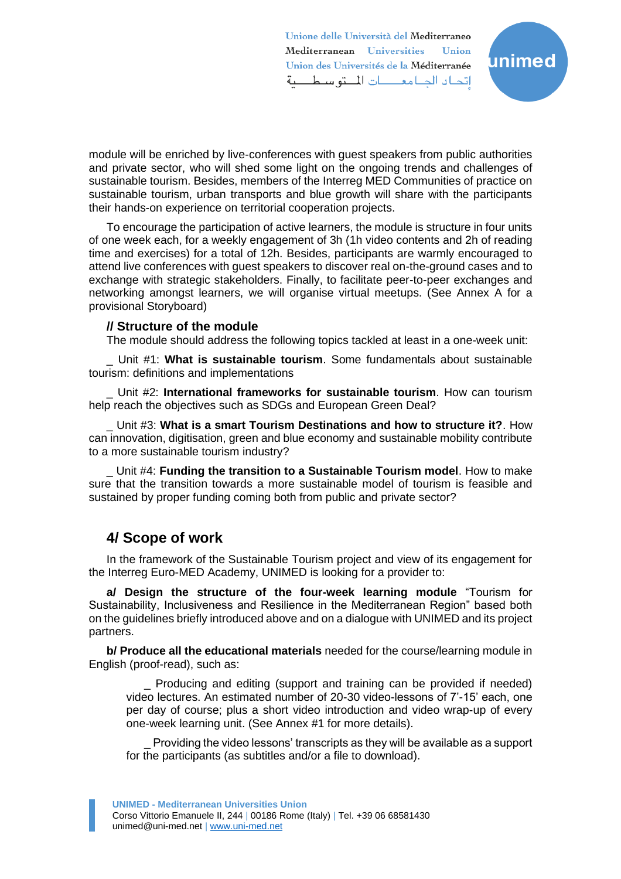module will be enriched by live-conferences with guest speakers from public authorities and private sector, who will shed some light on the ongoing trends and challenges of sustainable tourism. Besides, members of the Interreg MED Communities of practice on sustainable tourism, urban transports and blue growth will share with the participants their hands-on experience on territorial cooperation projects.

To encourage the participation of active learners, the module is structure in four units of one week each, for a weekly engagement of 3h (1h video contents and 2h of reading time and exercises) for a total of 12h. Besides, participants are warmly encouraged to attend live conferences with guest speakers to discover real on-the-ground cases and to exchange with strategic stakeholders. Finally, to facilitate peer-to-peer exchanges and networking amongst learners, we will organise virtual meetups. (See Annex A for a provisional Storyboard)

### // Structure of the module

The module should address the following topics tackled at least in a one-week unit:

_ Unit #1: **What is sustainable tourism**. Some fundamentals about sustainable tourism: definitions and implementations

_ Unit #2: **International frameworks for sustainable tourism**. How can tourism help reach the objectives such as SDGs and European Green Deal?

_ Unit #3: **What is a smart Tourism Destinations and how to structure it?**. How can innovation, digitisation, green and blue economy and sustainable mobility contribute to a more sustainable tourism industry?

_ Unit #4: **Funding the transition to a Sustainable Tourism model**. How to make sure that the transition towards a more sustainable model of tourism is feasible and sustained by proper funding coming both from public and private sector?

## 4/ Scope of work

In the framework of the Sustainable Tourism project and view of its engagement for the Interreg Euro-MED Academy, UNIMED is looking for a provider to:

**a/ Design the structure of the four-week learning module** “Tourism for Sustainability, Inclusiveness and Resilience in the Mediterranean Region” based both on the guidelines briefly introduced above and on a dialogue with UNIMED and its project partners.

**b/ Produce all the educational materials** needed for the course/learning module in English (proof-read), such as:

_ Producing and editing (support and training can be provided if needed) video lectures. An estimated number of 20-30 video-lessons of 7’-15’ each, one per day of course; plus a short video introduction and video wrap-up of every one-week learning unit. (See Annex #1 for more details).

_ Providing the video lessons’ transcripts as they will be available as a support for the participants (as subtitles and/or a file to download).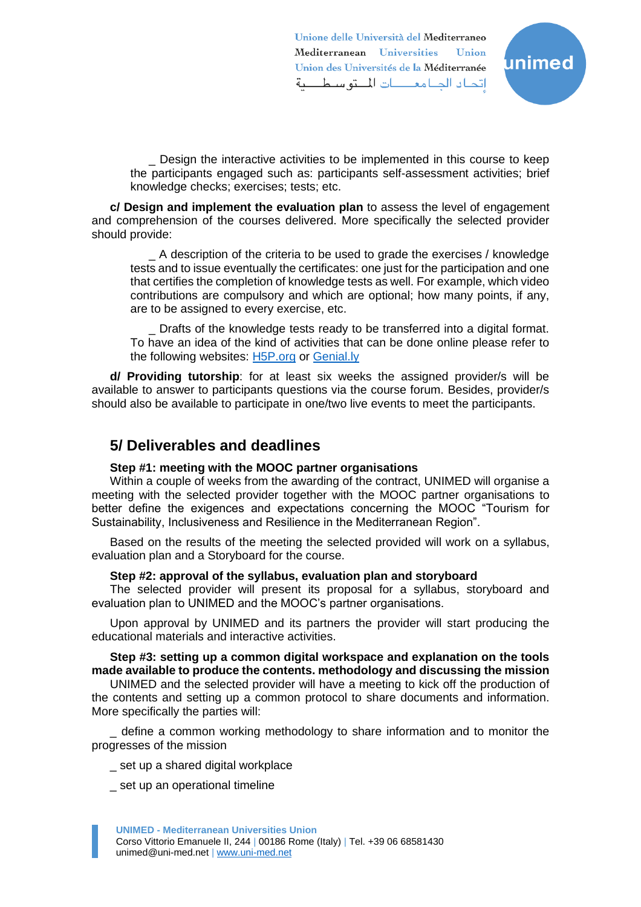_ Design the interactive activities to be implemented in this course to keep the participants engaged such as: participants self-assessment activities; brief knowledge checks; exercises; tests; etc.

**c/ Design and implement the evaluation plan** to assess the level of engagement and comprehension of the courses delivered. More specifically the selected provider should provide:

_ A description of the criteria to be used to grade the exercises / knowledge tests and to issue eventually the certificates: one just for the participation and one that certifies the completion of knowledge tests as well. For example, which video contributions are compulsory and which are optional; how many points, if any, are to be assigned to every exercise, etc.

_ Drafts of the knowledge tests ready to be transferred into a digital format. To have an idea of the kind of activities that can be done online please refer to the following websites: [H5P.org](H5P.org) or [Genial.ly](Genial.ly)

**d/ Providing tutorship**: for at least six weeks the assigned provider/s will be available to answer to participants questions via the course forum. Besides, provider/s should also be available to participate in one/two live events to meet the participants.

## 5/ Deliverables and deadlines

**Step #1: meeting with the MOOC partner organisations**

Within a couple of weeks from the awarding of the contract, UNIMED will organise a meeting with the selected provider together with the MOOC partner organisations to better define the exigences and expectations concerning the MOOC "Tourism for Sustainability, Inclusiveness and Resilience in the Mediterranean Region".

Based on the results of the meeting the selected provided will work on a syllabus, evaluation plan and a Storyboard for the course.

**Step #2: approval of the syllabus, evaluation plan and storyboard**

The selected provider will present its proposal for a syllabus, storyboard and evaluation plan to UNIMED and the MOOC's partner organisations.

Upon approval by UNIMED and its partners the provider will start producing the educational materials and interactive activities.

**Step #3: setting up a common digital workspace and explanation on the tools made available to produce the contents. methodology and discussing the mission**

UNIMED and the selected provider will have a meeting to kick off the production of the contents and setting up a common protocol to share documents and information. More specifically the parties will:

_ define a common working methodology to share information and to monitor the progresses of the mission

_ set up a shared digital workplace

_ set up an operational timeline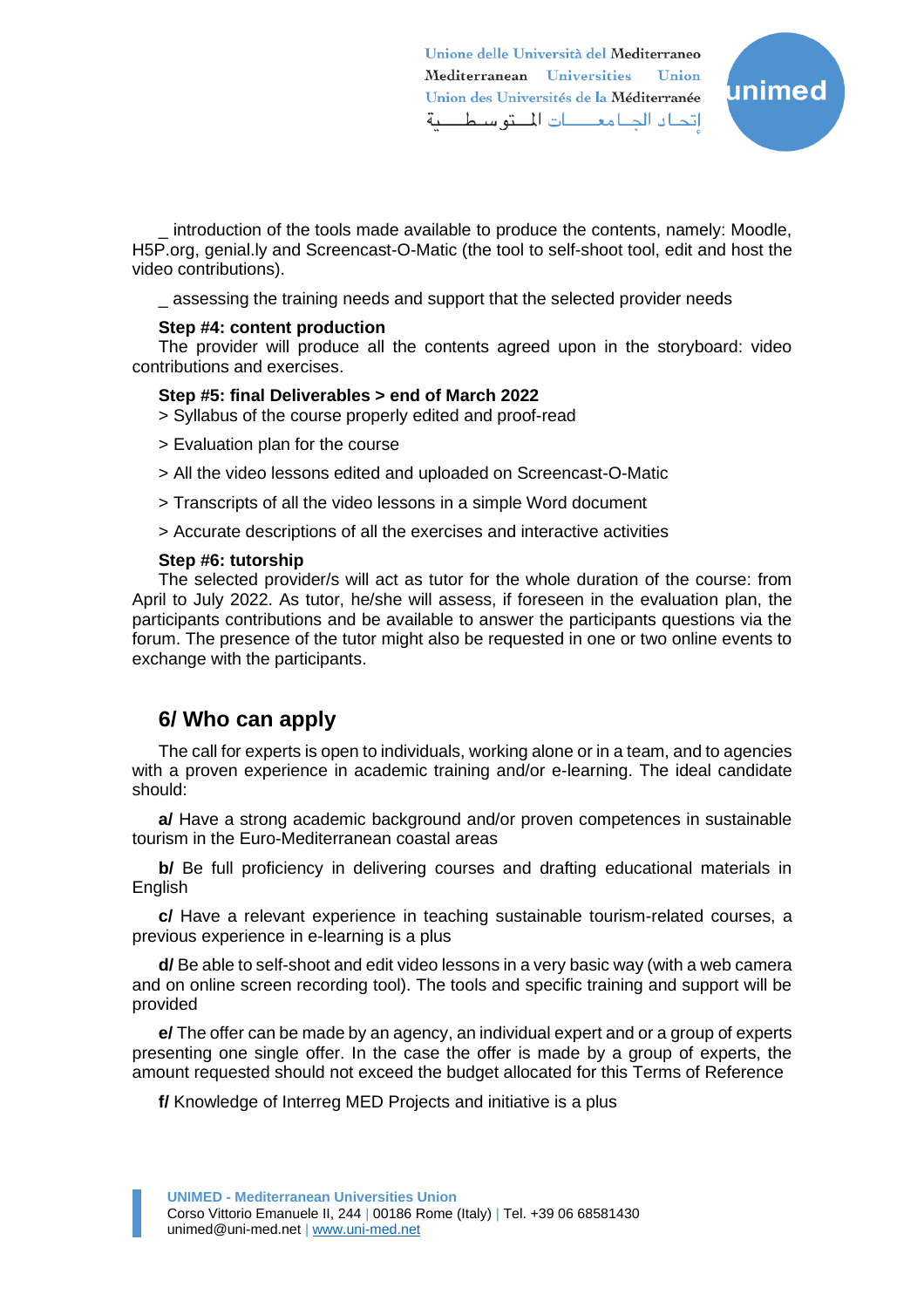_ introduction of the tools made available to produce the contents, namely: Moodle, H5P.org, genial.ly and Screencast-O-Matic (the tool to self-shoot tool, edit and host the video contributions).

_ assessing the training needs and support that the selected provider needs

**Step #4: content production**

The provider will produce all the contents agreed upon in the storyboard: video contributions and exercises.

**Step #5: final Deliverables > end of March 2022**

> Syllabus of the course properly edited and proof-read

> Evaluation plan for the course

> All the video lessons edited and uploaded on Screencast-O-Matic

> Transcripts of all the video lessons in a simple Word document

> Accurate descriptions of all the exercises and interactive activities

**Step #6: tutorship**

The selected provider/s will act as tutor for the whole duration of the course: from April to July 2022. As tutor, he/she will assess, if foreseen in the evaluation plan, the participants contributions and be available to answer the participants questions via the forum. The presence of the tutor might also be requested in one or two online events to exchange with the participants.

## 6/ Who can apply

The call for experts is open to individuals, working alone or in a team, and to agencies with a proven experience in academic training and/or e-learning. The ideal candidate should:

**a/** Have a strong academic background and/or proven competences in sustainable tourism in the Euro-Mediterranean coastal areas

**b/** Be full proficiency in delivering courses and drafting educational materials in English

**c/** Have a relevant experience in teaching sustainable tourism-related courses, a previous experience in e-learning is a plus

**d/** Be able to self-shoot and edit video lessons in a very basic way (with a web camera and on online screen recording tool). The tools and specific training and support will be provided

**e/** The offer can be made by an agency, an individual expert and or a group of experts presenting one single offer. In the case the offer is made by a group of experts, the amount requested should not exceed the budget allocated for this Terms of Reference

**f/** Knowledge of Interreg MED Projects and initiative is a plus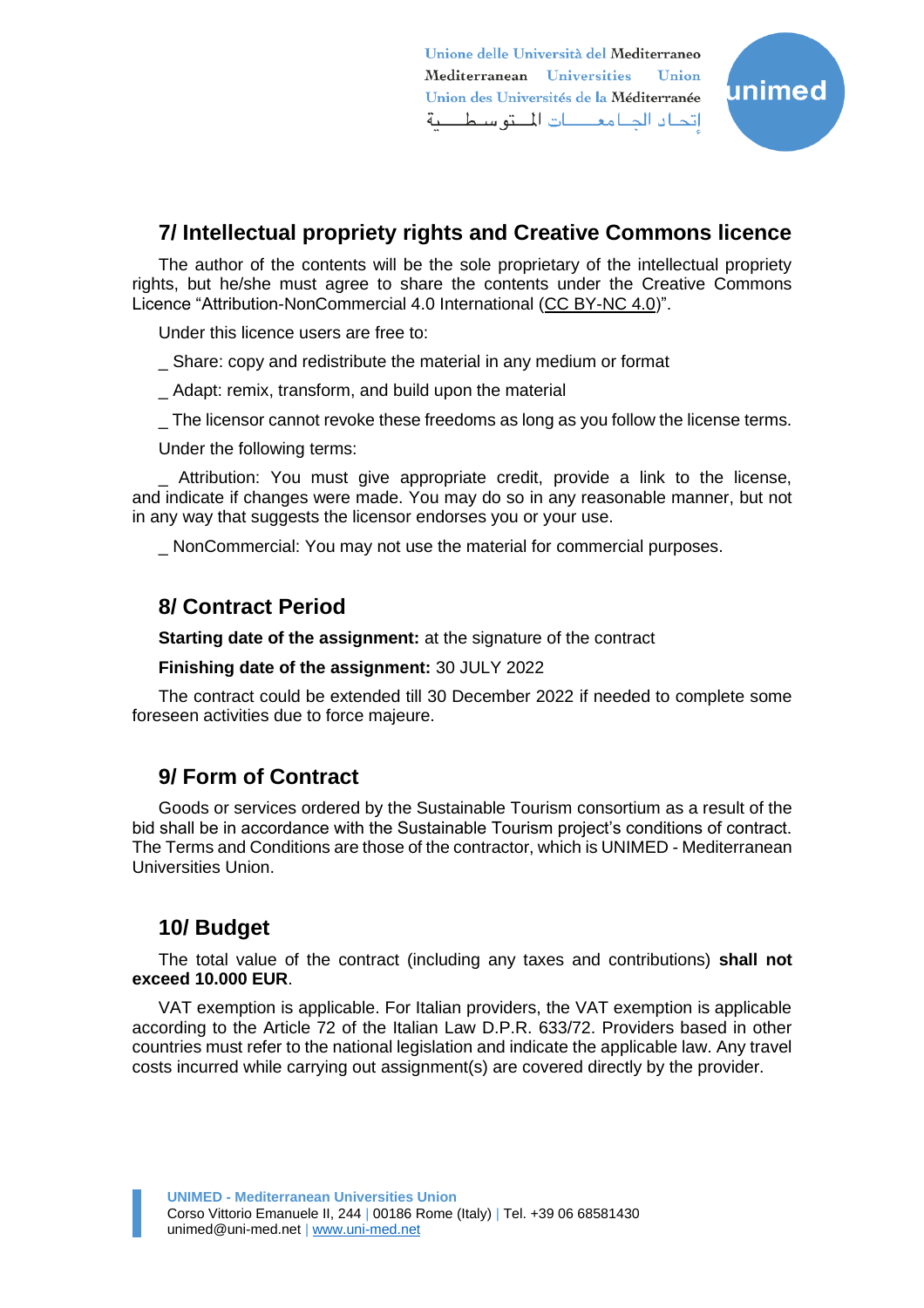## 7/ Intellectual propriety rights and Creative Commons licence

The author of the contents will be the sole proprietary of the intellectual propriety rights, but he/she must agree to share the contents under the Creative Commons Licence "Attribution-NonCommercial 4.0 International (CC BY-NC 4.0)".

Under this licence users are free to:

_ Share: copy and redistribute the material in any medium or format

_ Adapt: remix, transform, and build upon the material

_ The licensor cannot revoke these freedoms as long as you follow the license terms.

Under the following terms:

_ Attribution: You must give appropriate credit, provide a link to the license, and indicate if changes were made. You may do so in any reasonable manner, but not in any way that suggests the licensor endorses you or your use.

_ NonCommercial: You may not use the material for commercial purposes.

## 8/ Contract Period

**Starting date of the assignment:** at the signature of the contract

**Finishing date of the assignment:** 30 JULY 2022

The contract could be extended till 30 December 2022 if needed to complete some foreseen activities due to force majeure.

## 9/ Form of Contract

Goods or services ordered by the Sustainable Tourism consortium as a result of the bid shall be in accordance with the Sustainable Tourism project's conditions of contract. The Terms and Conditions are those of the contractor, which is UNIMED - Mediterranean Universities Union.

## 10/ Budget

The total value of the contract (including any taxes and contributions) **shall not exceed 10.000 EUR**.

VAT exemption is applicable. For Italian providers, the VAT exemption is applicable according to the Article 72 of the Italian Law D.P.R. 633/72. Providers based in other countries must refer to the national legislation and indicate the applicable law. Any travel costs incurred while carrying out assignment(s) are covered directly by the provider.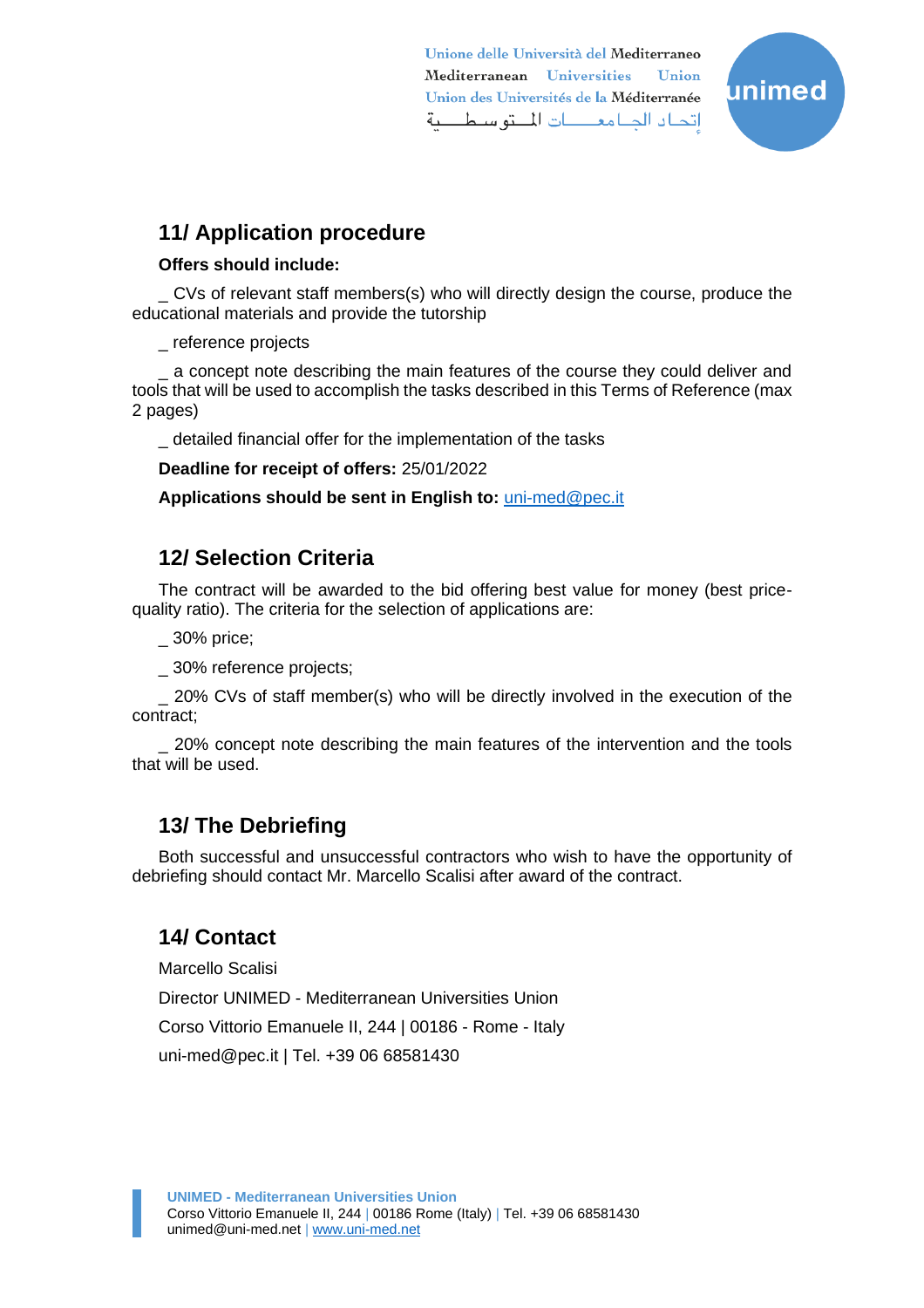## 11/ Application procedure

**Offers should include:**

_ CVs of relevant staff members(s) who will directly design the course, produce the educational materials and provide the tutorship

_ reference projects

_ a concept note describing the main features of the course they could deliver and tools that will be used to accomplish the tasks described in this Terms of Reference (max 2 pages)

_ detailed financial offer for the implementation of the tasks

**Deadline for receipt of offers:** 25/01/2022

**Applications should be sent in English to:** uni-med@pec.it

## 12/ Selection Criteria

The contract will be awarded to the bid offering best value for money (best price-quality ratio). The criteria for the selection of applications are:

_ 30% price;

_ 30% reference projects;

_ 20% CVs of staff member(s) who will be directly involved in the execution of the contract;

_ 20% concept note describing the main features of the intervention and the tools that will be used.

## 13/ The Debriefing

Both successful and unsuccessful contractors who wish to have the opportunity of debriefing should contact Mr. Marcello Scalisi after award of the contract.

## 14/ Contact

Marcello Scalisi

Director UNIMED - Mediterranean Universities Union

Corso Vittorio Emanuele II, 244 | 00186 - Rome - Italy

uni-med@pec.it | Tel. +39 06 68581430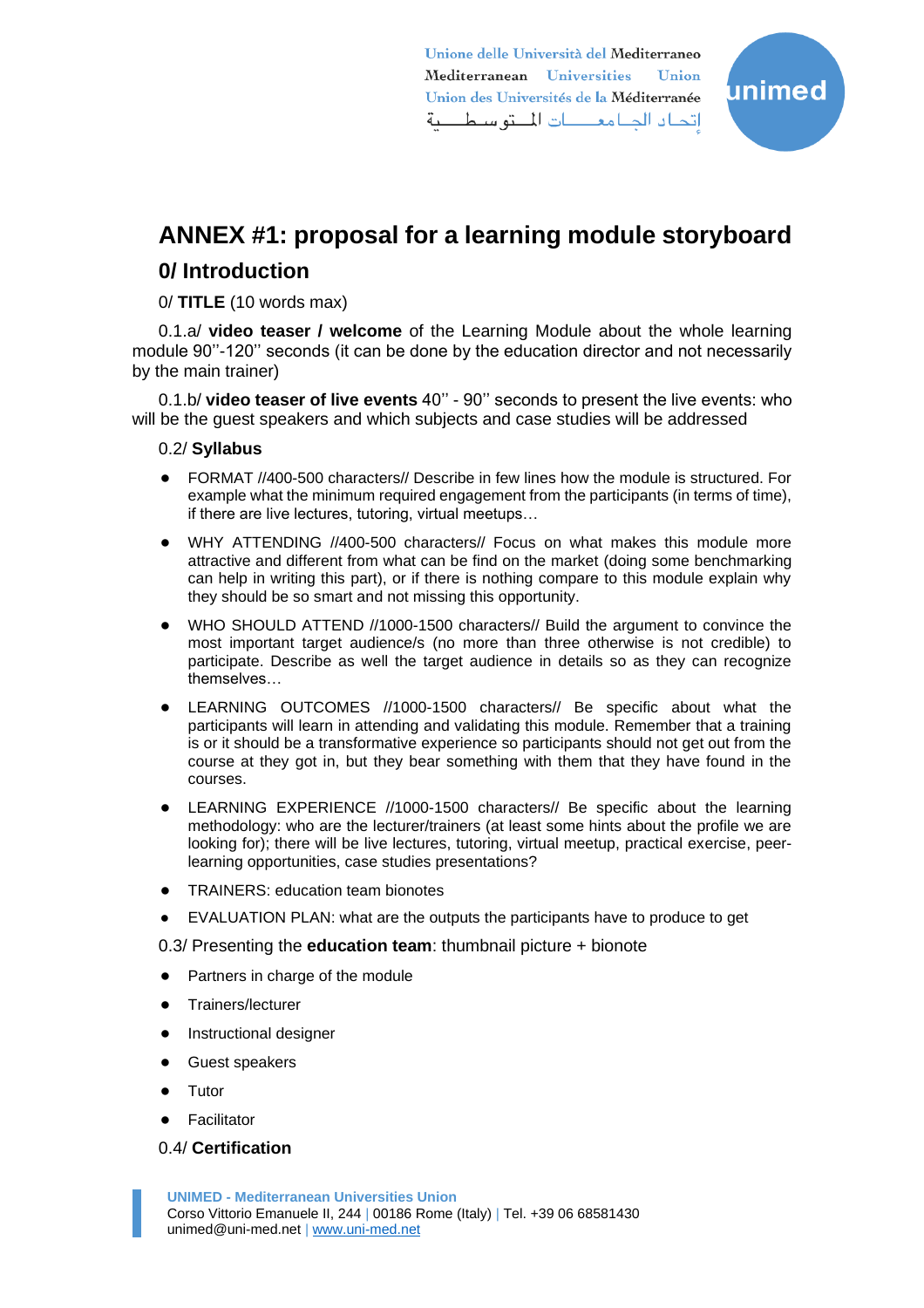# ANNEX #1: proposal for a learning module storyboard

## 0/ Introduction

0/ **TITLE** (10 words max)

0.1.a/ **video teaser / welcome** of the Learning Module about the whole learning module 90''-120'' seconds (it can be done by the education director and not necessarily by the main trainer)

0.1.b/ **video teaser of live events** 40'' - 90'' seconds to present the live events: who will be the guest speakers and which subjects and case studies will be addressed

0.2/ **Syllabus**

- FORMAT //400-500 characters// Describe in few lines how the module is structured. For example what the minimum required engagement from the participants (in terms of time), if there are live lectures, tutoring, virtual meetups…
- WHY ATTENDING //400-500 characters// Focus on what makes this module more attractive and different from what can be find on the market (doing some benchmarking can help in writing this part), or if there is nothing compare to this module explain why they should be so smart and not missing this opportunity.
- WHO SHOULD ATTEND //1000-1500 characters// Build the argument to convince the most important target audience/s (no more than three otherwise is not credible) to participate. Describe as well the target audience in details so as they can recognize themselves…
- LEARNING OUTCOMES //1000-1500 characters// Be specific about what the participants will learn in attending and validating this module. Remember that a training is or it should be a transformative experience so participants should not get out from the course at they got in, but they bear something with them that they have found in the courses.
- LEARNING EXPERIENCE //1000-1500 characters// Be specific about the learning methodology: who are the lecturer/trainers (at least some hints about the profile we are looking for); there will be live lectures, tutoring, virtual meetup, practical exercise, peer-learning opportunities, case studies presentations?
- TRAINERS: education team bionotes
- EVALUATION PLAN: what are the outputs the participants have to produce to get

0.3/ Presenting the **education team**: thumbnail picture + bionote

- Partners in charge of the module
- Trainers/lecturer
- Instructional designer
- Guest speakers
- Tutor
- Facilitator

0.4/ **Certification**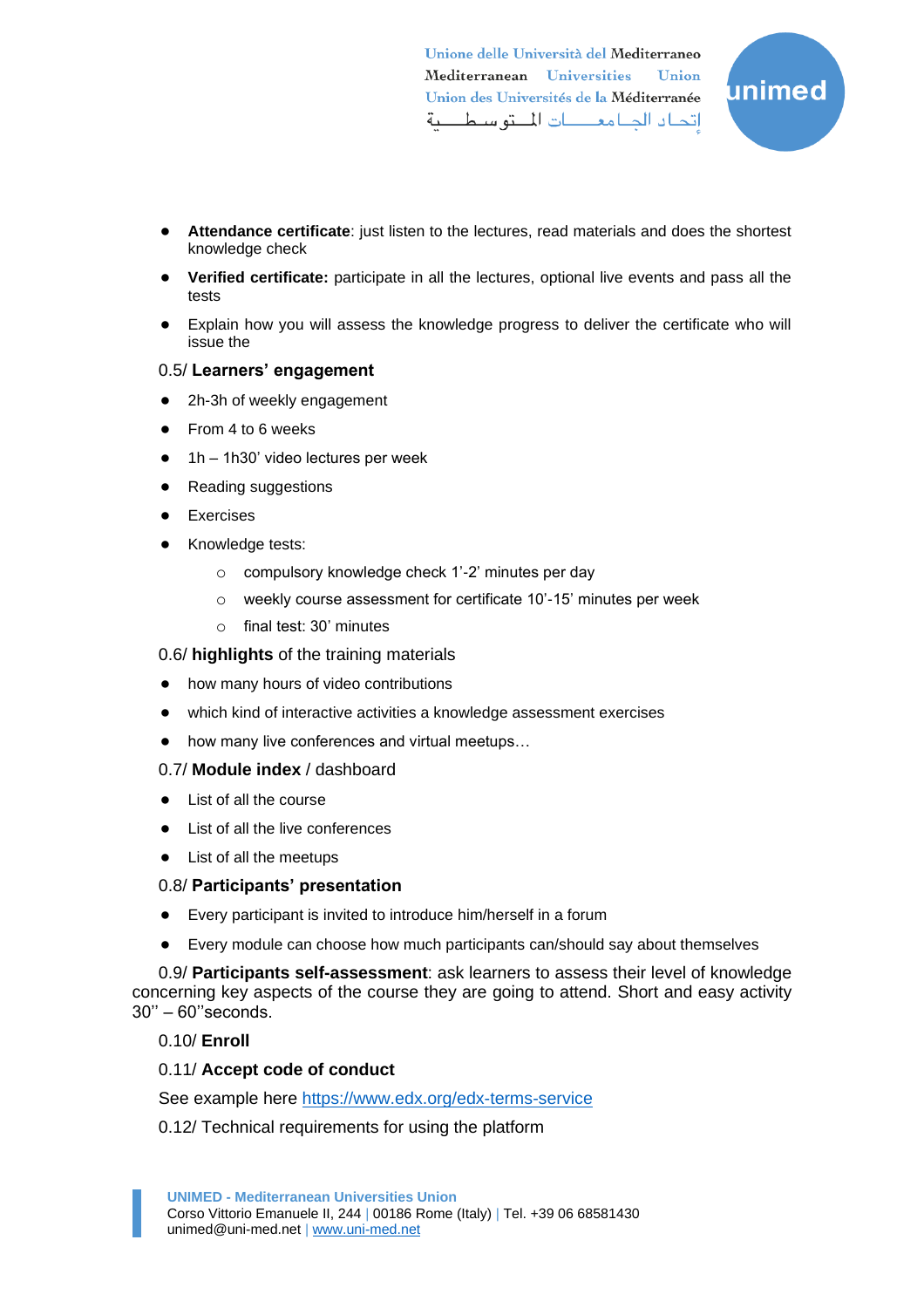- **Attendance certificate**: just listen to the lectures, read materials and does the shortest knowledge check
- **Verified certificate:** participate in all the lectures, optional live events and pass all the tests
- Explain how you will assess the knowledge progress to deliver the certificate who will issue the

0.5/ **Learners' engagement**

- 2h-3h of weekly engagement
- From 4 to 6 weeks
- 1h – 1h30' video lectures per week
- Reading suggestions
- Exercises
- Knowledge tests:
  - compulsory knowledge check 1'-2' minutes per day
  - weekly course assessment for certificate 10'-15' minutes per week
  - final test: 30' minutes

0.6/ **highlights** of the training materials

- how many hours of video contributions
- which kind of interactive activities a knowledge assessment exercises
- how many live conferences and virtual meetups…

0.7/ **Module index** / dashboard

- List of all the course
- List of all the live conferences
- List of all the meetups

0.8/ **Participants' presentation**

- Every participant is invited to introduce him/herself in a forum
- Every module can choose how much participants can/should say about themselves

0.9/ **Participants self-assessment**: ask learners to assess their level of knowledge concerning key aspects of the course they are going to attend. Short and easy activity 30'' – 60''seconds.

0.10/ **Enroll**

0.11/ **Accept code of conduct**

See example here https://www.edx.org/edx-terms-service

0.12/ Technical requirements for using the platform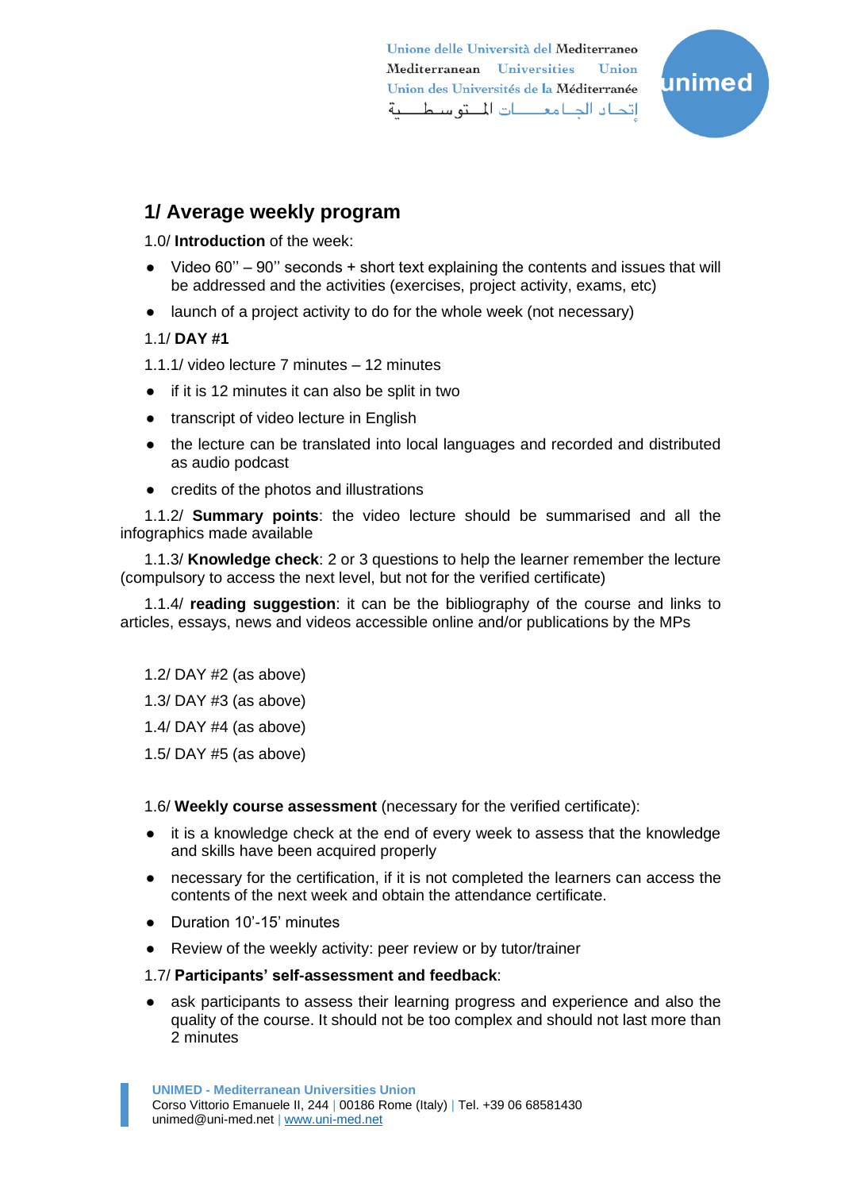## 1/ Average weekly program

1.0/ **Introduction** of the week:

- Video 60'' – 90'' seconds + short text explaining the contents and issues that will be addressed and the activities (exercises, project activity, exams, etc)
- launch of a project activity to do for the whole week (not necessary)

1.1/ **DAY #1**

1.1.1/ video lecture 7 minutes – 12 minutes

- if it is 12 minutes it can also be split in two
- transcript of video lecture in English
- the lecture can be translated into local languages and recorded and distributed as audio podcast
- credits of the photos and illustrations

1.1.2/ **Summary points**: the video lecture should be summarised and all the infographics made available

1.1.3/ **Knowledge check**: 2 or 3 questions to help the learner remember the lecture (compulsory to access the next level, but not for the verified certificate)

1.1.4/ **reading suggestion**: it can be the bibliography of the course and links to articles, essays, news and videos accessible online and/or publications by the MPs

1.2/ DAY #2 (as above)

1.3/ DAY #3 (as above)

1.4/ DAY #4 (as above)

1.5/ DAY #5 (as above)

1.6/ **Weekly course assessment** (necessary for the verified certificate):

- it is a knowledge check at the end of every week to assess that the knowledge and skills have been acquired properly
- necessary for the certification, if it is not completed the learners can access the contents of the next week and obtain the attendance certificate.
- Duration 10'-15' minutes
- Review of the weekly activity: peer review or by tutor/trainer

1.7/ **Participants' self-assessment and feedback**:

- ask participants to assess their learning progress and experience and also the quality of the course. It should not be too complex and should not last more than 2 minutes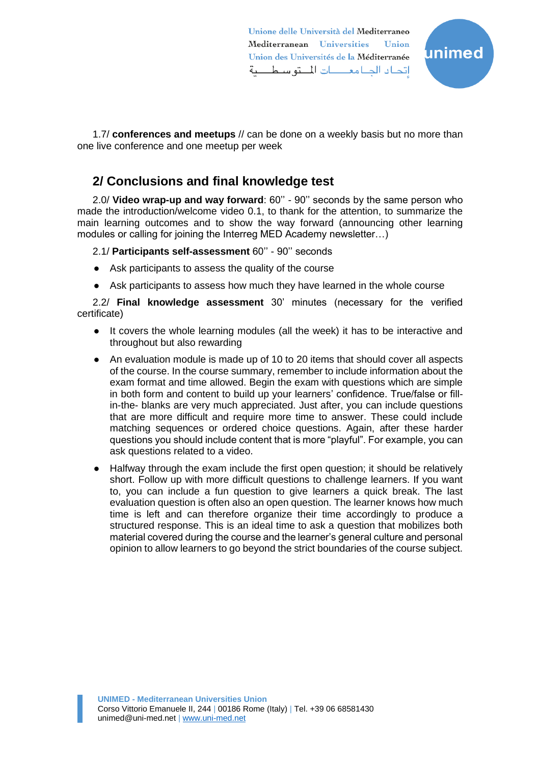1.7/ **conferences and meetups** // can be done on a weekly basis but no more than one live conference and one meetup per week

## 2/ Conclusions and final knowledge test

2.0/ **Video wrap-up and way forward**: 60'' - 90'' seconds by the same person who made the introduction/welcome video 0.1, to thank for the attention, to summarize the main learning outcomes and to show the way forward (announcing other learning modules or calling for joining the Interreg MED Academy newsletter…)

2.1/ **Participants self-assessment** 60'' - 90'' seconds

- Ask participants to assess the quality of the course
- Ask participants to assess how much they have learned in the whole course

2.2/ **Final knowledge assessment** 30' minutes (necessary for the verified certificate)

- It covers the whole learning modules (all the week) it has to be interactive and throughout but also rewarding
- An evaluation module is made up of 10 to 20 items that should cover all aspects of the course. In the course summary, remember to include information about the exam format and time allowed. Begin the exam with questions which are simple in both form and content to build up your learners' confidence. True/false or fill-in-the- blanks are very much appreciated. Just after, you can include questions that are more difficult and require more time to answer. These could include matching sequences or ordered choice questions. Again, after these harder questions you should include content that is more "playful". For example, you can ask questions related to a video.
- Halfway through the exam include the first open question; it should be relatively short. Follow up with more difficult questions to challenge learners. If you want to, you can include a fun question to give learners a quick break. The last evaluation question is often also an open question. The learner knows how much time is left and can therefore organize their time accordingly to produce a structured response. This is an ideal time to ask a question that mobilizes both material covered during the course and the learner's general culture and personal opinion to allow learners to go beyond the strict boundaries of the course subject.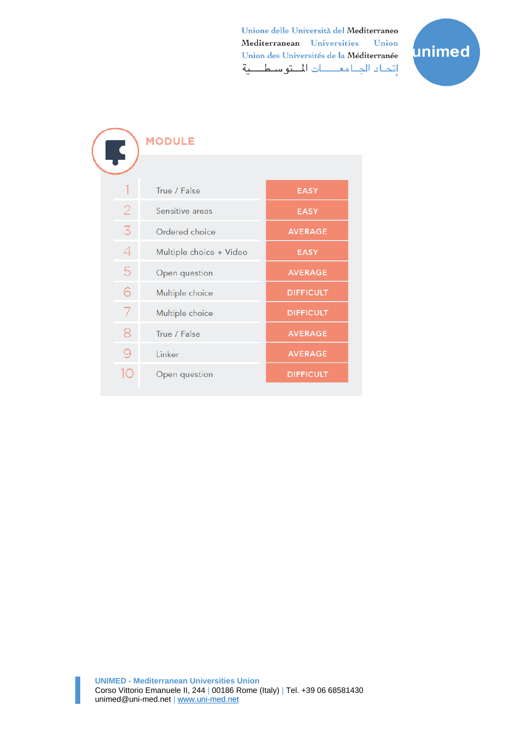## MODULE

| | | |
|---|---|---|
| 1 | True / False | EASY |
| 2 | Sensitive areas | EASY |
| 3 | Ordered choice | AVERAGE |
| 4 | Multiple choice + Video | EASY |
| 5 | Open question | AVERAGE |
| 6 | Multiple choice | DIFFICULT |
| 7 | Multiple choice | DIFFICULT |
| 8 | True / False | AVERAGE |
| 9 | Linker | AVERAGE |
| 10 | Open question | DIFFICULT |